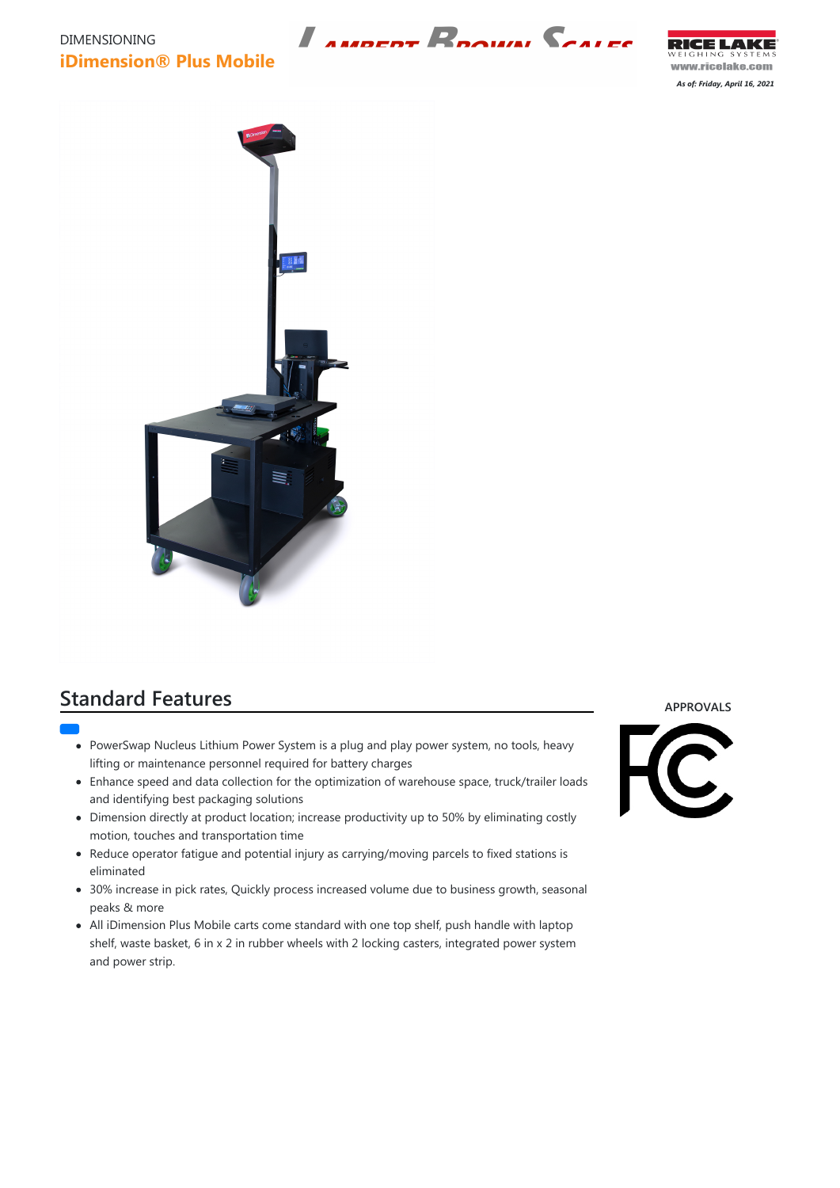DIMENSIONING

# iDimension® Plus Mobile

www.ricelake.com

*As of: Friday, April 16, 2021*

## Standard Features

- PowerSwap Nucleus Lithium Power System is a plug and play power system, no tools, heavy lifting or maintenance personnel required for battery charges
- Enhance speed and data collection for the optimization of warehouse space, truck/trailer loads and identifying best packaging solutions
- Dimension directly at product location; increase productivity up to 50% by eliminating costly motion, touches and transportation time
- Reduce operator fatigue and potential injury as carrying/moving parcels to fixed stations is eliminated
- 30% increase in pick rates, Quickly process increased volume due to business growth, seasonal peaks & more
- All iDimension Plus Mobile carts come standard with one top shelf, push handle with laptop shelf, waste basket, 6 in x 2 in rubber wheels with 2 locking casters, integrated power system and power strip.

APPROVALS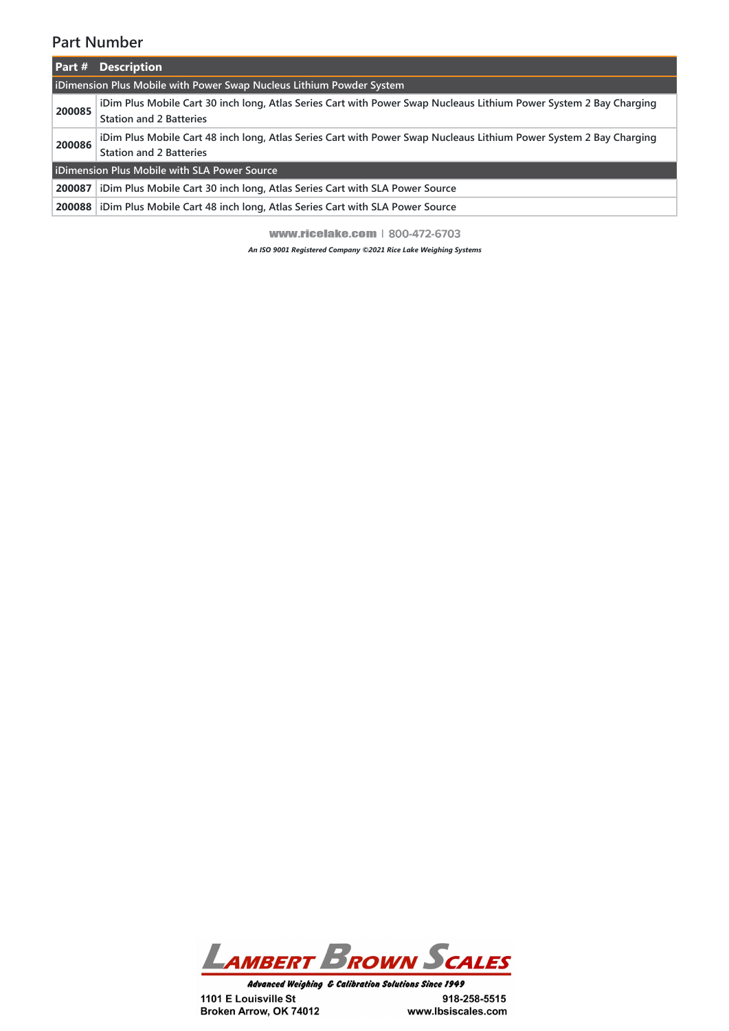## Part Number

| Part # | Description |
|---|---|
| iDimension Plus Mobile with Power Swap Nucleus Lithium Powder System | |
| 200085 | iDim Plus Mobile Cart 30 inch long, Atlas Series Cart with Power Swap Nucleaus Lithium Power System 2 Bay Charging Station and 2 Batteries |
| 200086 | iDim Plus Mobile Cart 48 inch long, Atlas Series Cart with Power Swap Nucleaus Lithium Power System 2 Bay Charging Station and 2 Batteries |
| iDimension Plus Mobile with SLA Power Source | |
| 200087 | iDim Plus Mobile Cart 30 inch long, Atlas Series Cart with SLA Power Source |
| 200088 | iDim Plus Mobile Cart 48 inch long, Atlas Series Cart with SLA Power Source |

www.ricelake.com | 800-472-6703

*An ISO 9001 Registered Company ©2021 Rice Lake Weighing Systems*

LAMBERT BROWN SCALES

*Advanced Weighing & Calibration Solutions Since 1949*

1101 E Louisville St
Broken Arrow, OK 74012

918-258-5515
www.lbsiscales.com